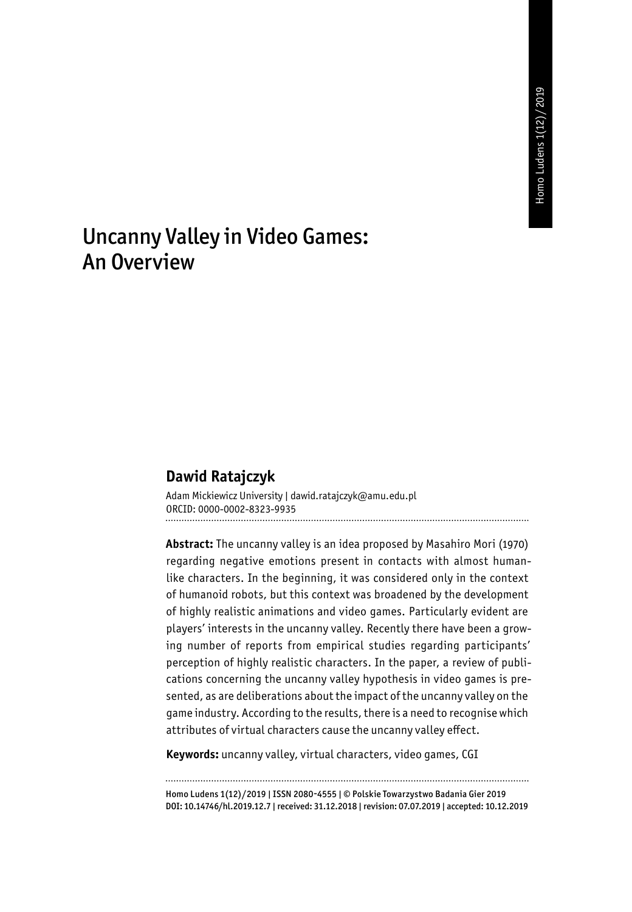# Uncanny Valley in Video Games: An Overview

## Dawid Ratajczyk

Adam Mickiewicz University | dawid.ratajczyk@amu.edu.pl
ORCID: 0000-0002-8323-9935

**Abstract:** The uncanny valley is an idea proposed by Masahiro Mori (1970) regarding negative emotions present in contacts with almost human-like characters. In the beginning, it was considered only in the context of humanoid robots, but this context was broadened by the development of highly realistic animations and video games. Particularly evident are players' interests in the uncanny valley. Recently there have been a growing number of reports from empirical studies regarding participants' perception of highly realistic characters. In the paper, a review of publications concerning the uncanny valley hypothesis in video games is presented, as are deliberations about the impact of the uncanny valley on the game industry. According to the results, there is a need to recognise which attributes of virtual characters cause the uncanny valley effect.

**Keywords:** uncanny valley, virtual characters, video games, CGI

Homo Ludens 1(12)/2019 | ISSN 2080-4555 | © Polskie Towarzystwo Badania Gier 2019
DOI: 10.14746/hl.2019.12.7 | received: 31.12.2018 | revision: 07.07.2019 | accepted: 10.12.2019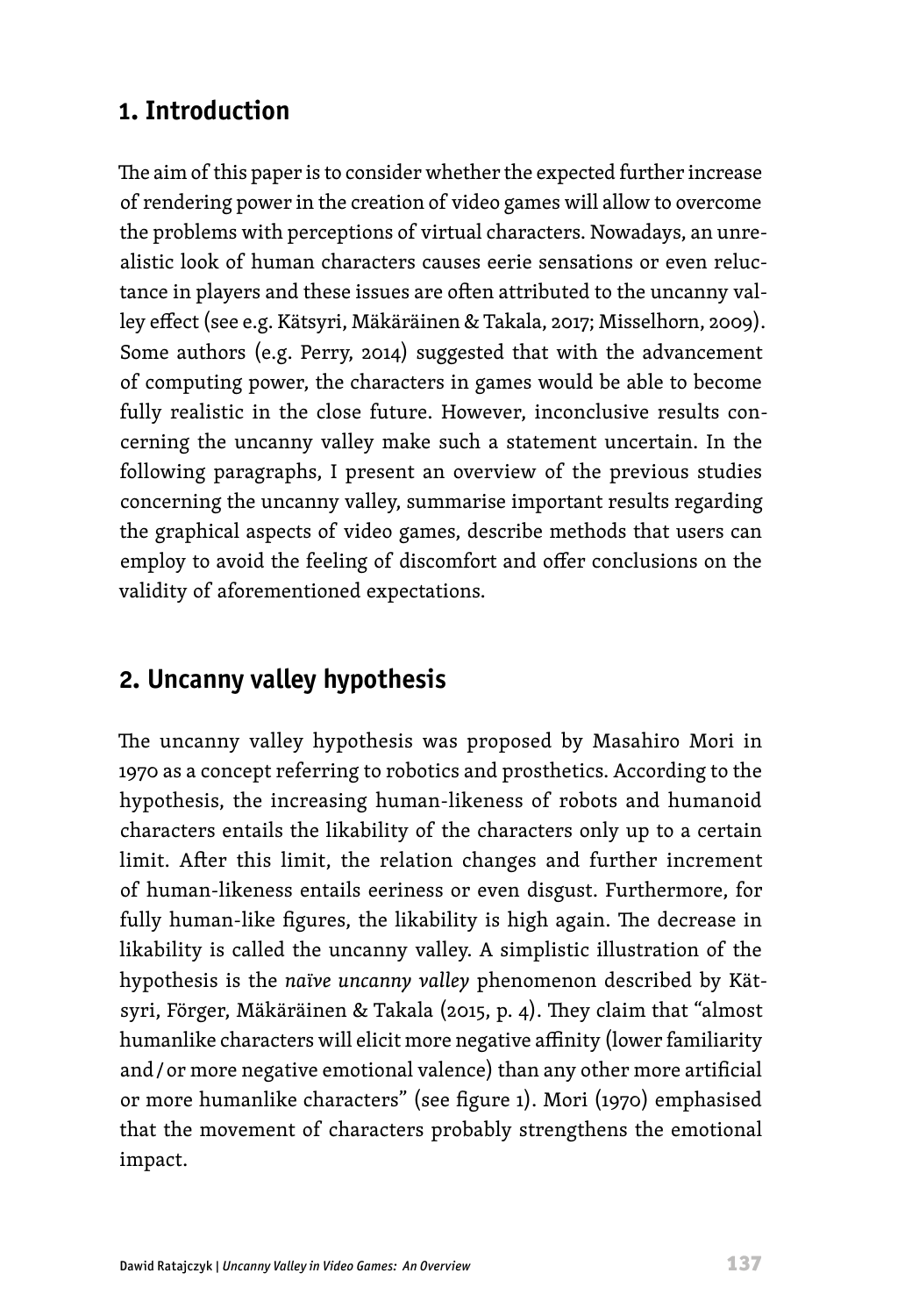## 1. Introduction

The aim of this paper is to consider whether the expected further increase of rendering power in the creation of video games will allow to overcome the problems with perceptions of virtual characters. Nowadays, an unrealistic look of human characters causes eerie sensations or even reluctance in players and these issues are often attributed to the uncanny valley effect (see e.g. Kätsyri, Mäkäräinen & Takala, 2017; Misselhorn, 2009). Some authors (e.g. Perry, 2014) suggested that with the advancement of computing power, the characters in games would be able to become fully realistic in the close future. However, inconclusive results concerning the uncanny valley make such a statement uncertain. In the following paragraphs, I present an overview of the previous studies concerning the uncanny valley, summarise important results regarding the graphical aspects of video games, describe methods that users can employ to avoid the feeling of discomfort and offer conclusions on the validity of aforementioned expectations.

## 2. Uncanny valley hypothesis

The uncanny valley hypothesis was proposed by Masahiro Mori in 1970 as a concept referring to robotics and prosthetics. According to the hypothesis, the increasing human-likeness of robots and humanoid characters entails the likability of the characters only up to a certain limit. After this limit, the relation changes and further increment of human-likeness entails eeriness or even disgust. Furthermore, for fully human-like figures, the likability is high again. The decrease in likability is called the uncanny valley. A simplistic illustration of the hypothesis is the *naïve uncanny valley* phenomenon described by Kätsyri, Förger, Mäkäräinen & Takala (2015, p. 4). They claim that "almost humanlike characters will elicit more negative affinity (lower familiarity and/or more negative emotional valence) than any other more artificial or more humanlike characters" (see figure 1). Mori (1970) emphasised that the movement of characters probably strengthens the emotional impact.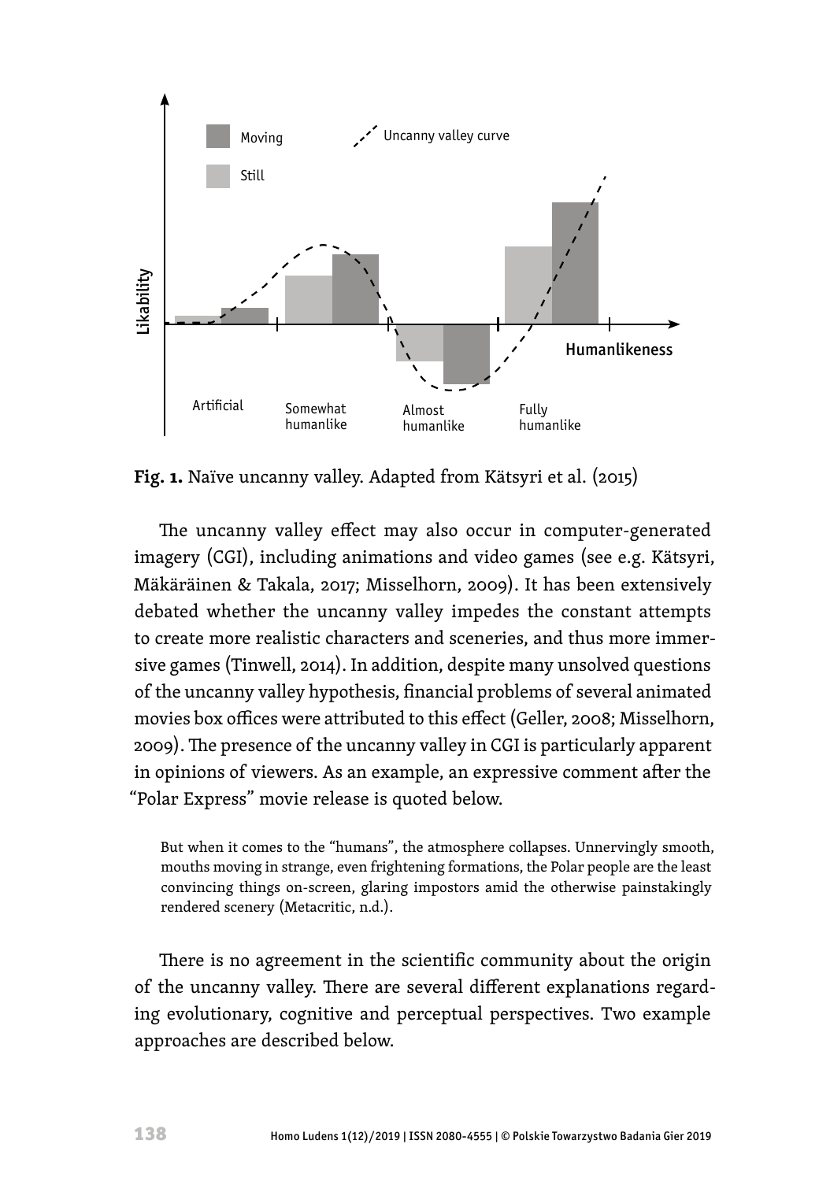**Fig. 1.** Naïve uncanny valley. Adapted from Kätsyri et al. (2015)

The uncanny valley effect may also occur in computer-generated imagery (CGI), including animations and video games (see e.g. Kätsyri, Mäkäräinen & Takala, 2017; Misselhorn, 2009). It has been extensively debated whether the uncanny valley impedes the constant attempts to create more realistic characters and sceneries, and thus more immersive games (Tinwell, 2014). In addition, despite many unsolved questions of the uncanny valley hypothesis, financial problems of several animated movies box offices were attributed to this effect (Geller, 2008; Misselhorn, 2009). The presence of the uncanny valley in CGI is particularly apparent in opinions of viewers. As an example, an expressive comment after the "Polar Express" movie release is quoted below.

> But when it comes to the "humans", the atmosphere collapses. Unnervingly smooth, mouths moving in strange, even frightening formations, the Polar people are the least convincing things on-screen, glaring impostors amid the otherwise painstakingly rendered scenery (Metacritic, n.d.).

There is no agreement in the scientific community about the origin of the uncanny valley. There are several different explanations regarding evolutionary, cognitive and perceptual perspectives. Two example approaches are described below.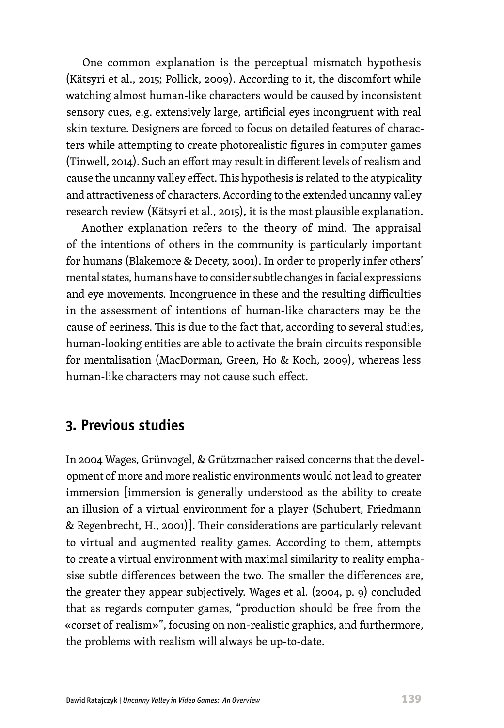One common explanation is the perceptual mismatch hypothesis (Kätsyri et al., 2015; Pollick, 2009). According to it, the discomfort while watching almost human-like characters would be caused by inconsistent sensory cues, e.g. extensively large, artificial eyes incongruent with real skin texture. Designers are forced to focus on detailed features of characters while attempting to create photorealistic figures in computer games (Tinwell, 2014). Such an effort may result in different levels of realism and cause the uncanny valley effect. This hypothesis is related to the atypicality and attractiveness of characters. According to the extended uncanny valley research review (Kätsyri et al., 2015), it is the most plausible explanation.

Another explanation refers to the theory of mind. The appraisal of the intentions of others in the community is particularly important for humans (Blakemore & Decety, 2001). In order to properly infer others' mental states, humans have to consider subtle changes in facial expressions and eye movements. Incongruence in these and the resulting difficulties in the assessment of intentions of human-like characters may be the cause of eeriness. This is due to the fact that, according to several studies, human-looking entities are able to activate the brain circuits responsible for mentalisation (MacDorman, Green, Ho & Koch, 2009), whereas less human-like characters may not cause such effect.

## 3. Previous studies

In 2004 Wages, Grünvogel, & Grützmacher raised concerns that the development of more and more realistic environments would not lead to greater immersion [immersion is generally understood as the ability to create an illusion of a virtual environment for a player (Schubert, Friedmann & Regenbrecht, H., 2001)]. Their considerations are particularly relevant to virtual and augmented reality games. According to them, attempts to create a virtual environment with maximal similarity to reality emphasise subtle differences between the two. The smaller the differences are, the greater they appear subjectively. Wages et al. (2004, p. 9) concluded that as regards computer games, "production should be free from the «corset of realism»", focusing on non-realistic graphics, and furthermore, the problems with realism will always be up-to-date.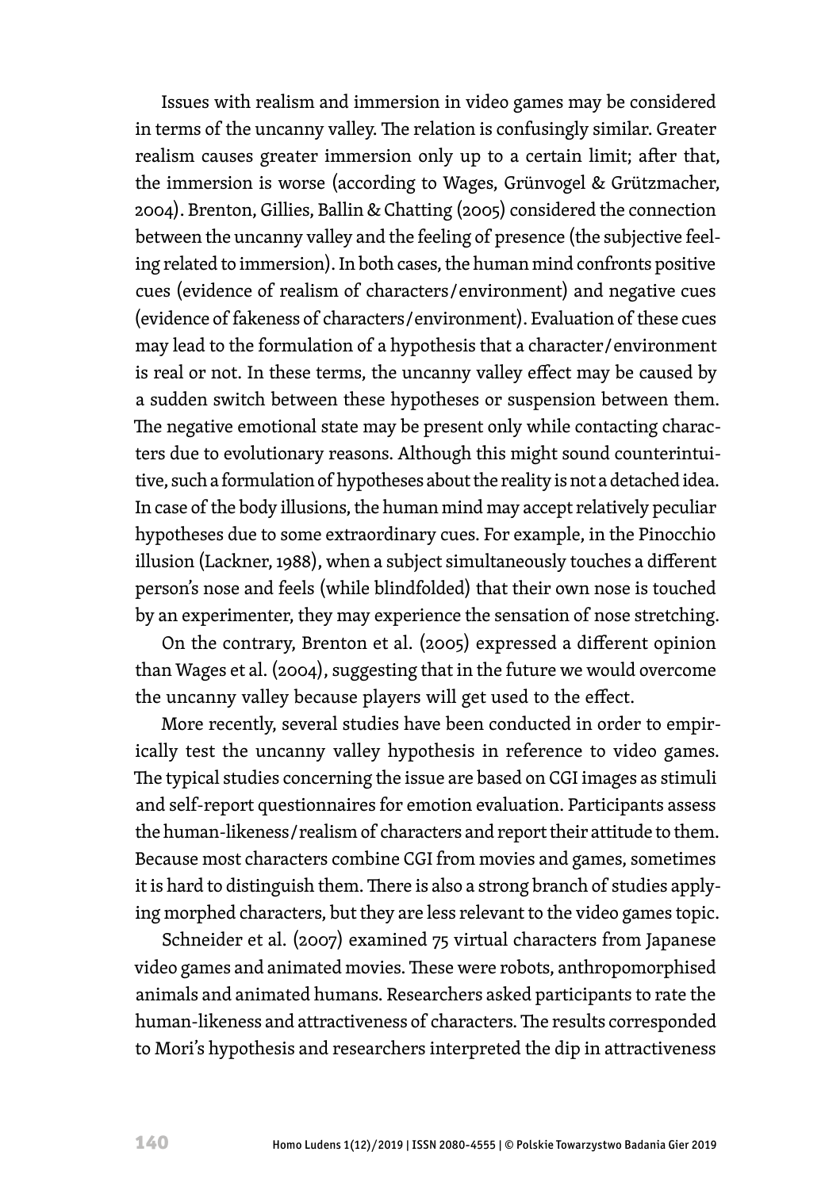Issues with realism and immersion in video games may be considered in terms of the uncanny valley. The relation is confusingly similar. Greater realism causes greater immersion only up to a certain limit; after that, the immersion is worse (according to Wages, Grünvogel & Grützmacher, 2004). Brenton, Gillies, Ballin & Chatting (2005) considered the connection between the uncanny valley and the feeling of presence (the subjective feeling related to immersion). In both cases, the human mind confronts positive cues (evidence of realism of characters/environment) and negative cues (evidence of fakeness of characters/environment). Evaluation of these cues may lead to the formulation of a hypothesis that a character/environment is real or not. In these terms, the uncanny valley effect may be caused by a sudden switch between these hypotheses or suspension between them. The negative emotional state may be present only while contacting characters due to evolutionary reasons. Although this might sound counterintuitive, such a formulation of hypotheses about the reality is not a detached idea. In case of the body illusions, the human mind may accept relatively peculiar hypotheses due to some extraordinary cues. For example, in the Pinocchio illusion (Lackner, 1988), when a subject simultaneously touches a different person's nose and feels (while blindfolded) that their own nose is touched by an experimenter, they may experience the sensation of nose stretching.

On the contrary, Brenton et al. (2005) expressed a different opinion than Wages et al. (2004), suggesting that in the future we would overcome the uncanny valley because players will get used to the effect.

More recently, several studies have been conducted in order to empirically test the uncanny valley hypothesis in reference to video games. The typical studies concerning the issue are based on CGI images as stimuli and self-report questionnaires for emotion evaluation. Participants assess the human-likeness/realism of characters and report their attitude to them. Because most characters combine CGI from movies and games, sometimes it is hard to distinguish them. There is also a strong branch of studies applying morphed characters, but they are less relevant to the video games topic.

Schneider et al. (2007) examined 75 virtual characters from Japanese video games and animated movies. These were robots, anthropomorphised animals and animated humans. Researchers asked participants to rate the human-likeness and attractiveness of characters. The results corresponded to Mori's hypothesis and researchers interpreted the dip in attractiveness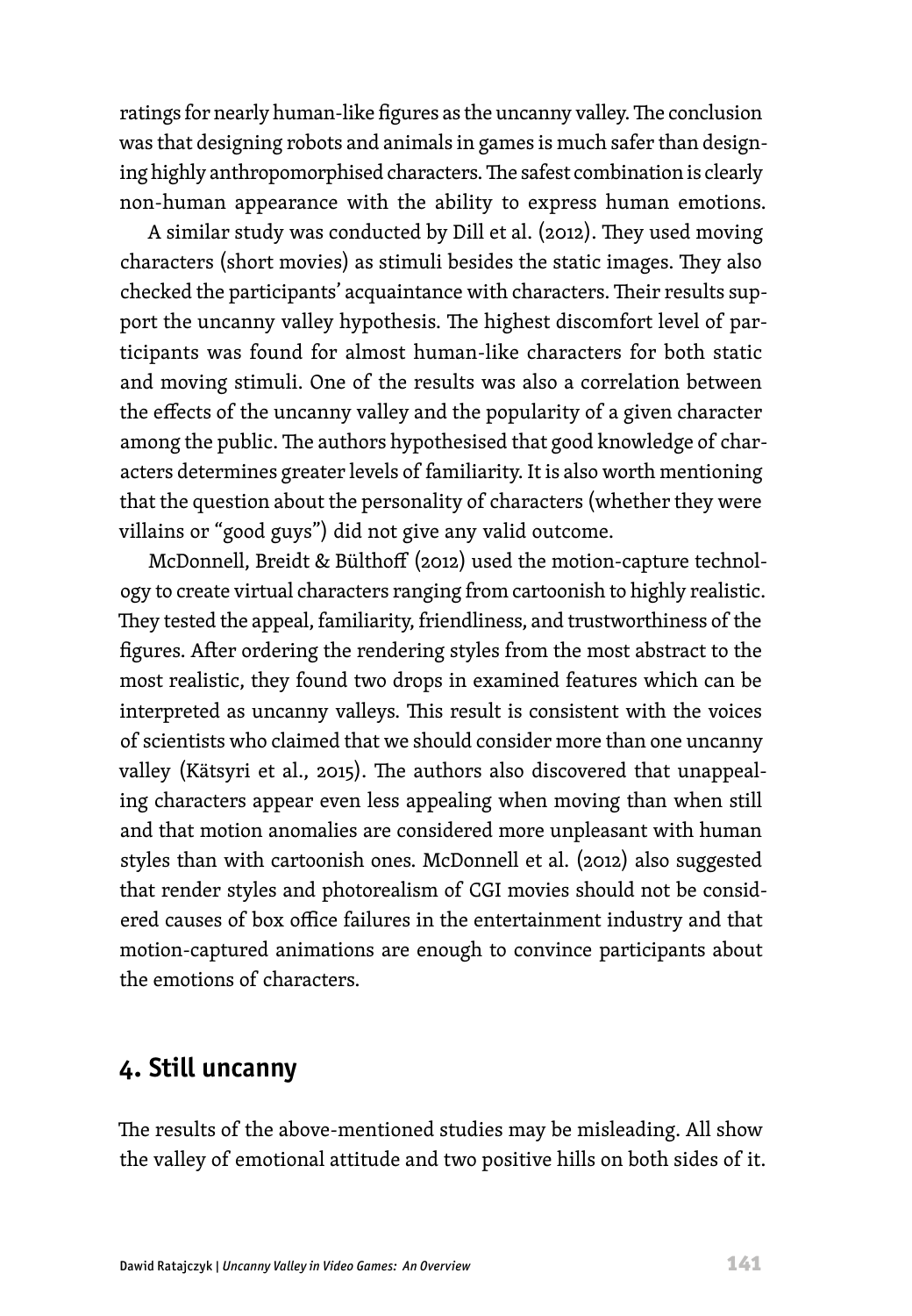ratings for nearly human-like figures as the uncanny valley. The conclusion was that designing robots and animals in games is much safer than designing highly anthropomorphised characters. The safest combination is clearly non-human appearance with the ability to express human emotions.

A similar study was conducted by Dill et al. (2012). They used moving characters (short movies) as stimuli besides the static images. They also checked the participants' acquaintance with characters. Their results support the uncanny valley hypothesis. The highest discomfort level of participants was found for almost human-like characters for both static and moving stimuli. One of the results was also a correlation between the effects of the uncanny valley and the popularity of a given character among the public. The authors hypothesised that good knowledge of characters determines greater levels of familiarity. It is also worth mentioning that the question about the personality of characters (whether they were villains or "good guys") did not give any valid outcome.

McDonnell, Breidt & Bülthoff (2012) used the motion-capture technology to create virtual characters ranging from cartoonish to highly realistic. They tested the appeal, familiarity, friendliness, and trustworthiness of the figures. After ordering the rendering styles from the most abstract to the most realistic, they found two drops in examined features which can be interpreted as uncanny valleys. This result is consistent with the voices of scientists who claimed that we should consider more than one uncanny valley (Kätsyri et al., 2015). The authors also discovered that unappealing characters appear even less appealing when moving than when still and that motion anomalies are considered more unpleasant with human styles than with cartoonish ones. McDonnell et al. (2012) also suggested that render styles and photorealism of CGI movies should not be considered causes of box office failures in the entertainment industry and that motion-captured animations are enough to convince participants about the emotions of characters.

## 4. Still uncanny

The results of the above-mentioned studies may be misleading. All show the valley of emotional attitude and two positive hills on both sides of it.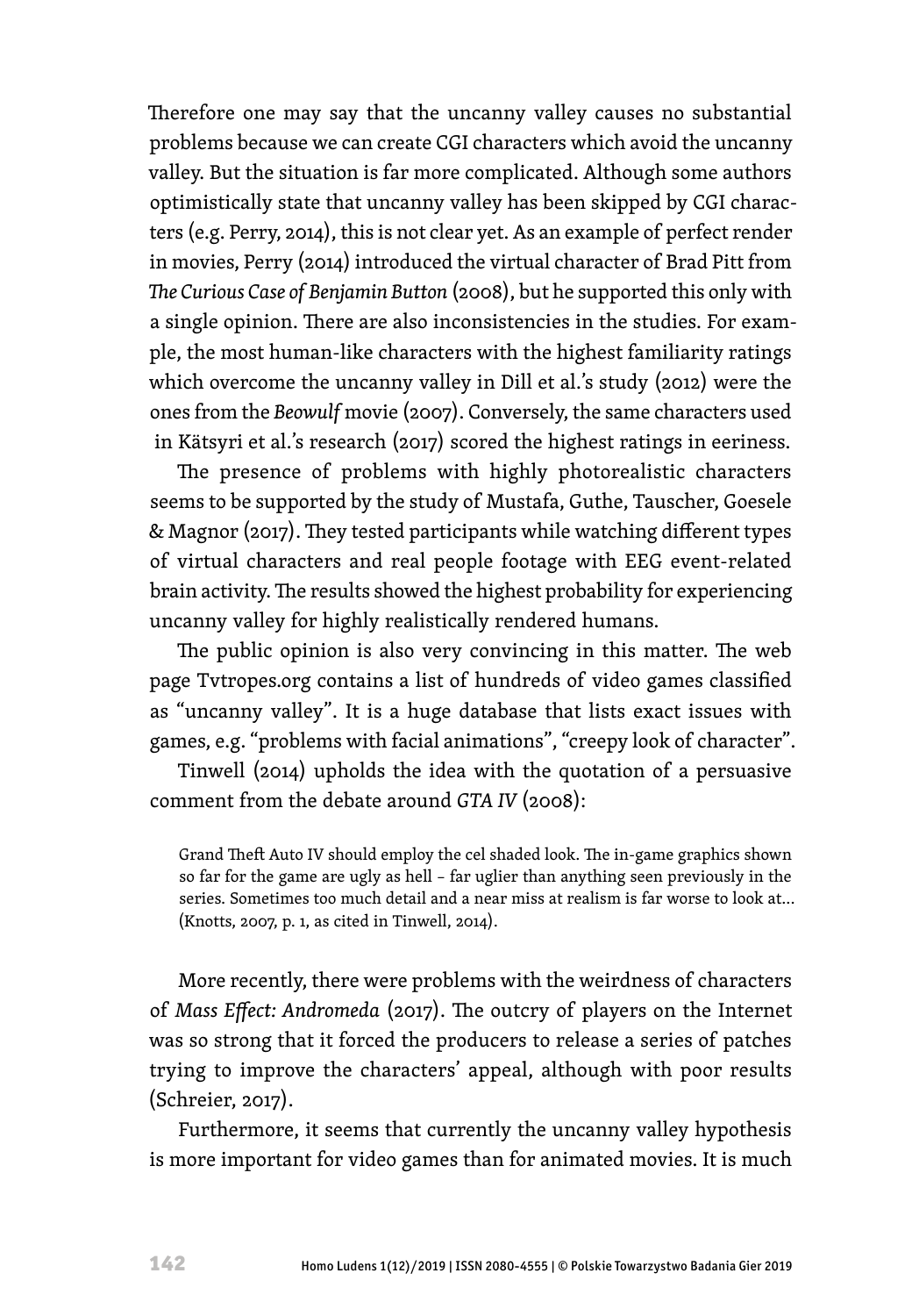Therefore one may say that the uncanny valley causes no substantial problems because we can create CGI characters which avoid the uncanny valley. But the situation is far more complicated. Although some authors optimistically state that uncanny valley has been skipped by CGI characters (e.g. Perry, 2014), this is not clear yet. As an example of perfect render in movies, Perry (2014) introduced the virtual character of Brad Pitt from *The Curious Case of Benjamin Button* (2008), but he supported this only with a single opinion. There are also inconsistencies in the studies. For example, the most human-like characters with the highest familiarity ratings which overcome the uncanny valley in Dill et al.'s study (2012) were the ones from the *Beowulf* movie (2007). Conversely, the same characters used in Kätsyri et al.'s research (2017) scored the highest ratings in eeriness.

The presence of problems with highly photorealistic characters seems to be supported by the study of Mustafa, Guthe, Tauscher, Goesele & Magnor (2017). They tested participants while watching different types of virtual characters and real people footage with EEG event-related brain activity. The results showed the highest probability for experiencing uncanny valley for highly realistically rendered humans.

The public opinion is also very convincing in this matter. The web page Tvtropes.org contains a list of hundreds of video games classified as "uncanny valley". It is a huge database that lists exact issues with games, e.g. "problems with facial animations", "creepy look of character".

Tinwell (2014) upholds the idea with the quotation of a persuasive comment from the debate around *GTA IV* (2008):

> Grand Theft Auto IV should employ the cel shaded look. The in-game graphics shown so far for the game are ugly as hell – far uglier than anything seen previously in the series. Sometimes too much detail and a near miss at realism is far worse to look at... (Knotts, 2007, p. 1, as cited in Tinwell, 2014).

More recently, there were problems with the weirdness of characters of *Mass Effect: Andromeda* (2017). The outcry of players on the Internet was so strong that it forced the producers to release a series of patches trying to improve the characters' appeal, although with poor results (Schreier, 2017).

Furthermore, it seems that currently the uncanny valley hypothesis is more important for video games than for animated movies. It is much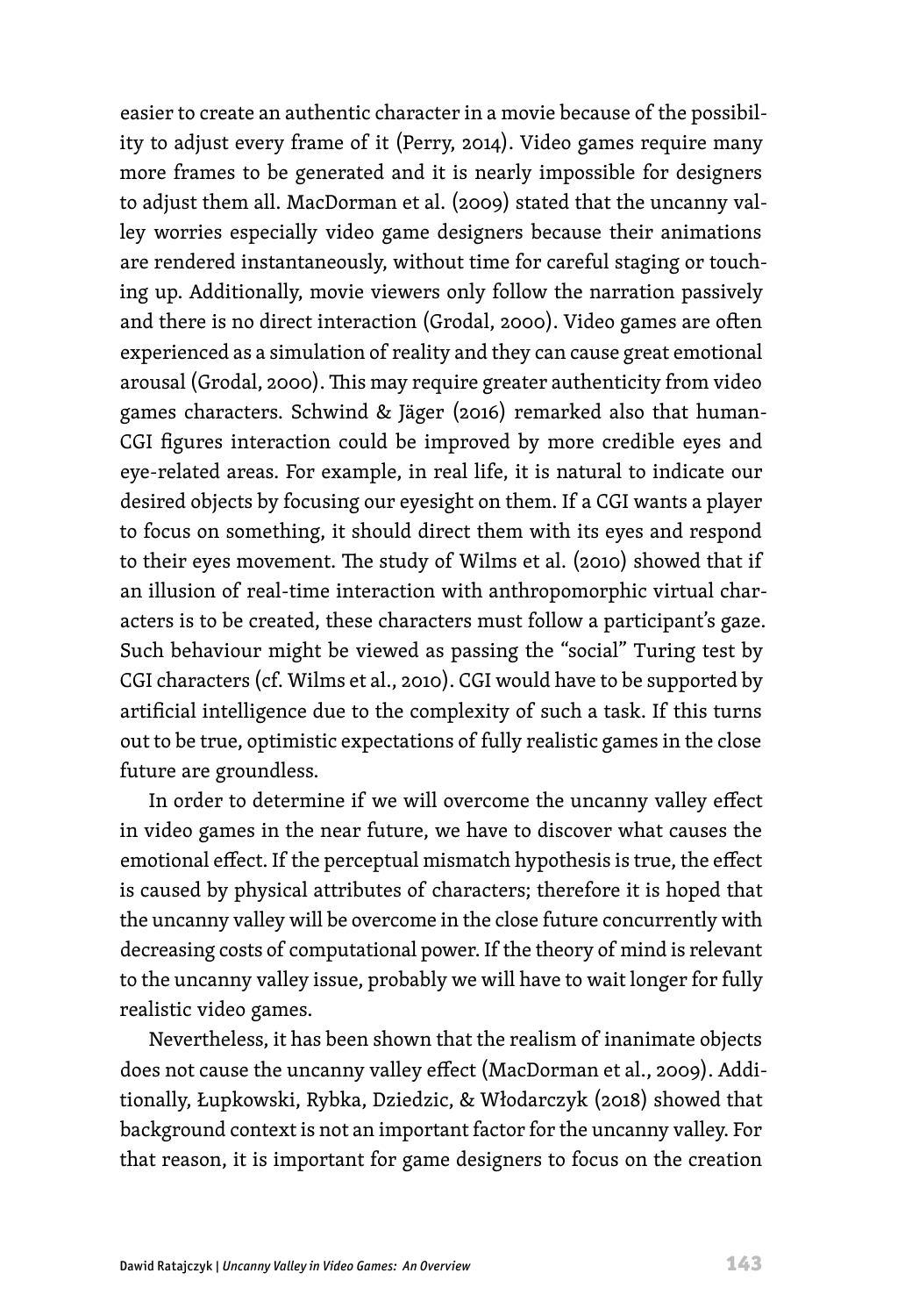easier to create an authentic character in a movie because of the possibility to adjust every frame of it (Perry, 2014). Video games require many more frames to be generated and it is nearly impossible for designers to adjust them all. MacDorman et al. (2009) stated that the uncanny valley worries especially video game designers because their animations are rendered instantaneously, without time for careful staging or touching up. Additionally, movie viewers only follow the narration passively and there is no direct interaction (Grodal, 2000). Video games are often experienced as a simulation of reality and they can cause great emotional arousal (Grodal, 2000). This may require greater authenticity from video games characters. Schwind & Jäger (2016) remarked also that human-CGI figures interaction could be improved by more credible eyes and eye-related areas. For example, in real life, it is natural to indicate our desired objects by focusing our eyesight on them. If a CGI wants a player to focus on something, it should direct them with its eyes and respond to their eyes movement. The study of Wilms et al. (2010) showed that if an illusion of real-time interaction with anthropomorphic virtual characters is to be created, these characters must follow a participant's gaze. Such behaviour might be viewed as passing the "social" Turing test by CGI characters (cf. Wilms et al., 2010). CGI would have to be supported by artificial intelligence due to the complexity of such a task. If this turns out to be true, optimistic expectations of fully realistic games in the close future are groundless.

In order to determine if we will overcome the uncanny valley effect in video games in the near future, we have to discover what causes the emotional effect. If the perceptual mismatch hypothesis is true, the effect is caused by physical attributes of characters; therefore it is hoped that the uncanny valley will be overcome in the close future concurrently with decreasing costs of computational power. If the theory of mind is relevant to the uncanny valley issue, probably we will have to wait longer for fully realistic video games.

Nevertheless, it has been shown that the realism of inanimate objects does not cause the uncanny valley effect (MacDorman et al., 2009). Additionally, Łupkowski, Rybka, Dziedzic, & Włodarczyk (2018) showed that background context is not an important factor for the uncanny valley. For that reason, it is important for game designers to focus on the creation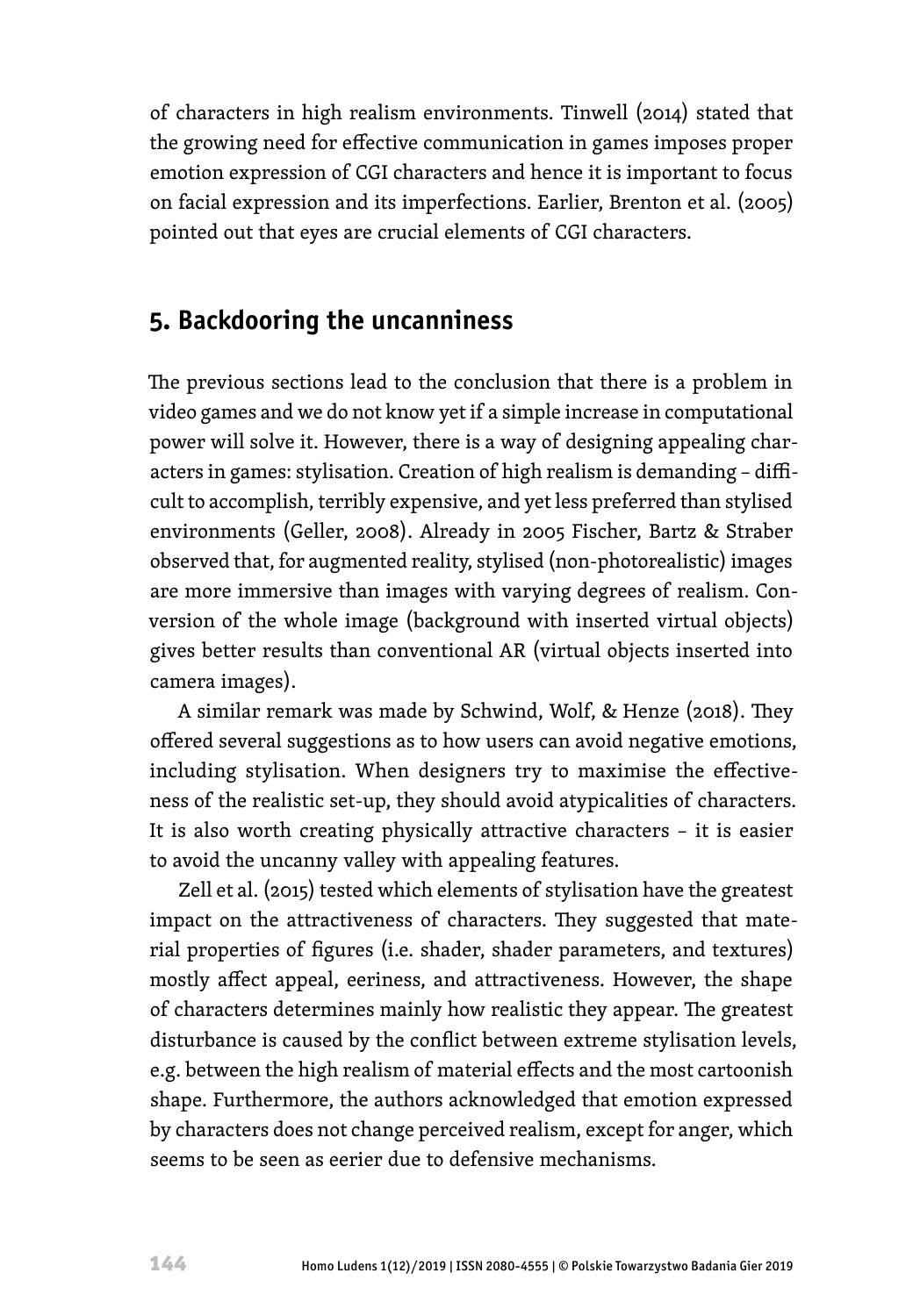of characters in high realism environments. Tinwell (2014) stated that the growing need for effective communication in games imposes proper emotion expression of CGI characters and hence it is important to focus on facial expression and its imperfections. Earlier, Brenton et al. (2005) pointed out that eyes are crucial elements of CGI characters.

## 5. Backdooring the uncanniness

The previous sections lead to the conclusion that there is a problem in video games and we do not know yet if a simple increase in computational power will solve it. However, there is a way of designing appealing characters in games: stylisation. Creation of high realism is demanding – difficult to accomplish, terribly expensive, and yet less preferred than stylised environments (Geller, 2008). Already in 2005 Fischer, Bartz & Straber observed that, for augmented reality, stylised (non-photorealistic) images are more immersive than images with varying degrees of realism. Conversion of the whole image (background with inserted virtual objects) gives better results than conventional AR (virtual objects inserted into camera images).

A similar remark was made by Schwind, Wolf, & Henze (2018). They offered several suggestions as to how users can avoid negative emotions, including stylisation. When designers try to maximise the effectiveness of the realistic set-up, they should avoid atypicalities of characters. It is also worth creating physically attractive characters – it is easier to avoid the uncanny valley with appealing features.

Zell et al. (2015) tested which elements of stylisation have the greatest impact on the attractiveness of characters. They suggested that material properties of figures (i.e. shader, shader parameters, and textures) mostly affect appeal, eeriness, and attractiveness. However, the shape of characters determines mainly how realistic they appear. The greatest disturbance is caused by the conflict between extreme stylisation levels, e.g. between the high realism of material effects and the most cartoonish shape. Furthermore, the authors acknowledged that emotion expressed by characters does not change perceived realism, except for anger, which seems to be seen as eerier due to defensive mechanisms.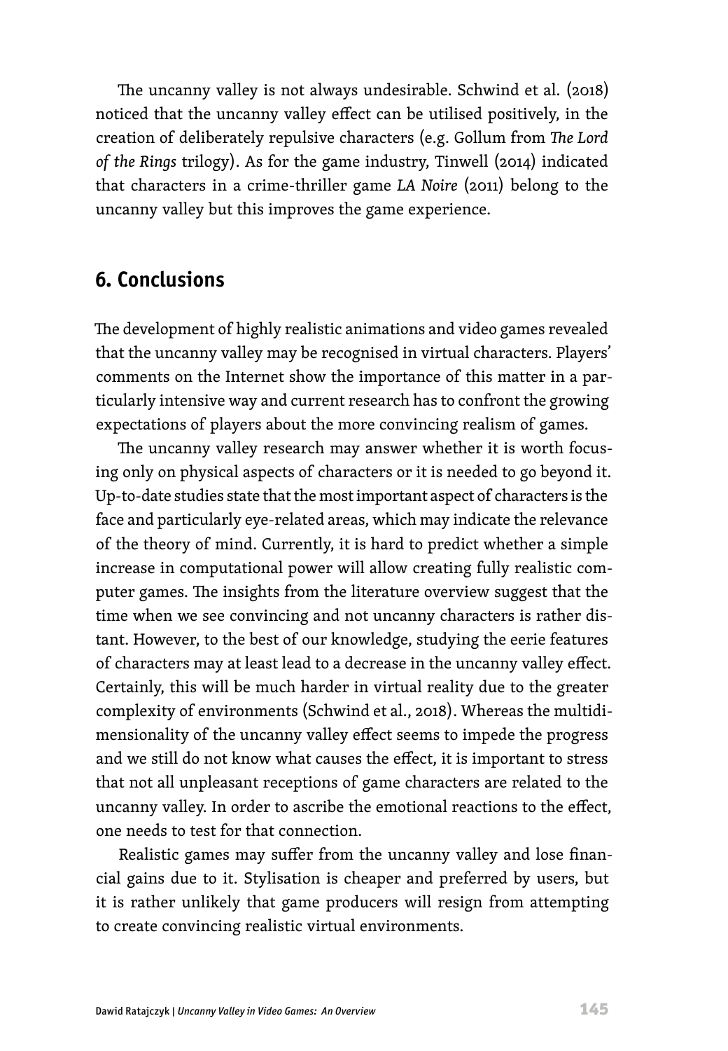The uncanny valley is not always undesirable. Schwind et al. (2018) noticed that the uncanny valley effect can be utilised positively, in the creation of deliberately repulsive characters (e.g. Gollum from *The Lord of the Rings* trilogy). As for the game industry, Tinwell (2014) indicated that characters in a crime-thriller game *LA Noire* (2011) belong to the uncanny valley but this improves the game experience.

## 6. Conclusions

The development of highly realistic animations and video games revealed that the uncanny valley may be recognised in virtual characters. Players' comments on the Internet show the importance of this matter in a particularly intensive way and current research has to confront the growing expectations of players about the more convincing realism of games.

The uncanny valley research may answer whether it is worth focusing only on physical aspects of characters or it is needed to go beyond it. Up-to-date studies state that the most important aspect of characters is the face and particularly eye-related areas, which may indicate the relevance of the theory of mind. Currently, it is hard to predict whether a simple increase in computational power will allow creating fully realistic computer games. The insights from the literature overview suggest that the time when we see convincing and not uncanny characters is rather distant. However, to the best of our knowledge, studying the eerie features of characters may at least lead to a decrease in the uncanny valley effect. Certainly, this will be much harder in virtual reality due to the greater complexity of environments (Schwind et al., 2018). Whereas the multidimensionality of the uncanny valley effect seems to impede the progress and we still do not know what causes the effect, it is important to stress that not all unpleasant receptions of game characters are related to the uncanny valley. In order to ascribe the emotional reactions to the effect, one needs to test for that connection.

Realistic games may suffer from the uncanny valley and lose financial gains due to it. Stylisation is cheaper and preferred by users, but it is rather unlikely that game producers will resign from attempting to create convincing realistic virtual environments.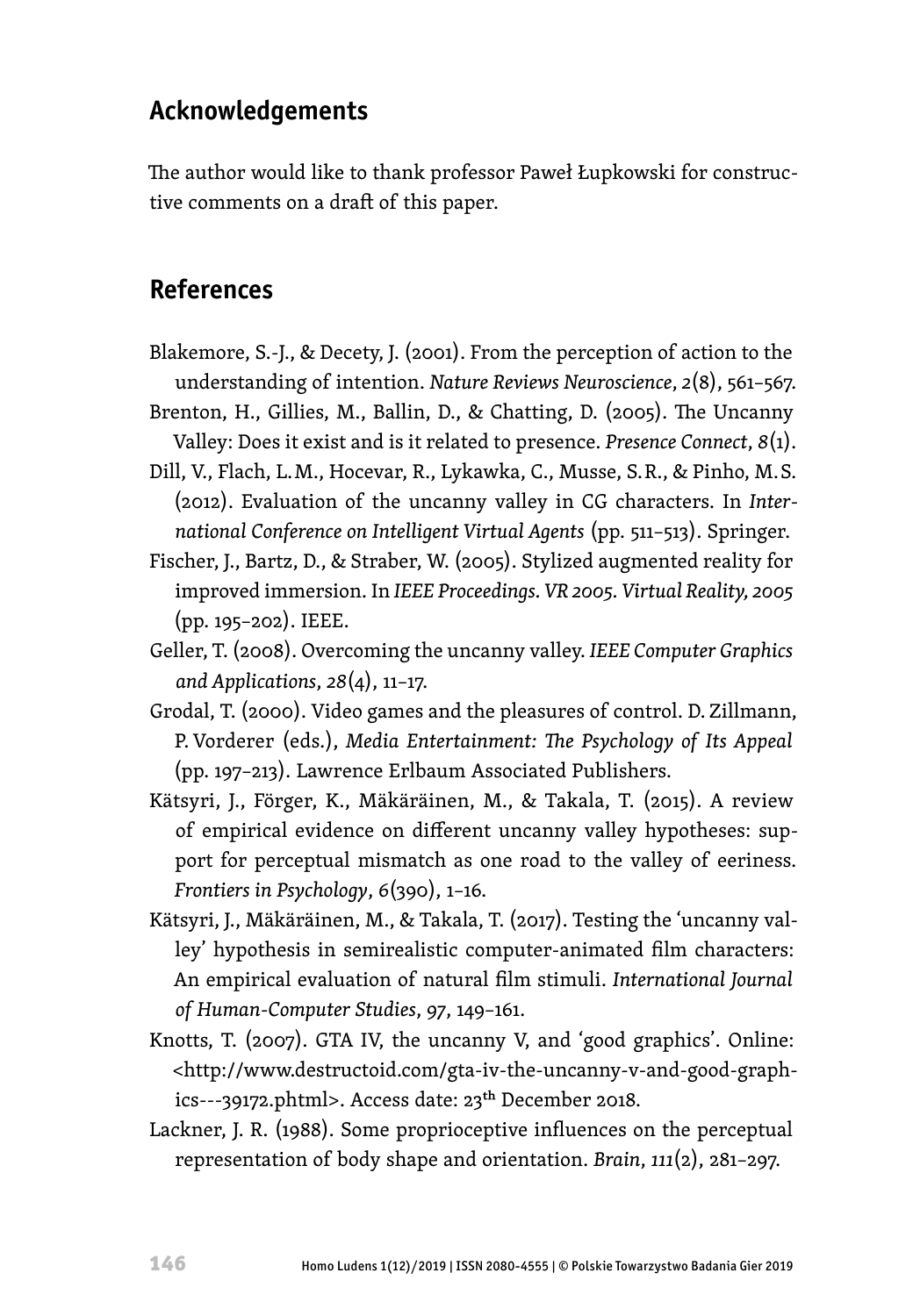## Acknowledgements

The author would like to thank professor Paweł Łupkowski for constructive comments on a draft of this paper.

## References

Blakemore, S.-J., & Decety, J. (2001). From the perception of action to the understanding of intention. *Nature Reviews Neuroscience*, *2*(8), 561–567.

Brenton, H., Gillies, M., Ballin, D., & Chatting, D. (2005). The Uncanny Valley: Does it exist and is it related to presence. *Presence Connect*, *8*(1).

Dill, V., Flach, L.M., Hocevar, R., Lykawka, C., Musse, S.R., & Pinho, M.S. (2012). Evaluation of the uncanny valley in CG characters. In *International Conference on Intelligent Virtual Agents* (pp. 511–513). Springer.

Fischer, J., Bartz, D., & Straber, W. (2005). Stylized augmented reality for improved immersion. In *IEEE Proceedings. VR 2005. Virtual Reality, 2005* (pp. 195–202). IEEE.

Geller, T. (2008). Overcoming the uncanny valley. *IEEE Computer Graphics and Applications*, *28*(4), 11–17.

Grodal, T. (2000). Video games and the pleasures of control. D. Zillmann, P. Vorderer (eds.), *Media Entertainment: The Psychology of Its Appeal* (pp. 197–213). Lawrence Erlbaum Associated Publishers.

Kätsyri, J., Förger, K., Mäkäräinen, M., & Takala, T. (2015). A review of empirical evidence on different uncanny valley hypotheses: support for perceptual mismatch as one road to the valley of eeriness. *Frontiers in Psychology*, *6*(390), 1–16.

Kätsyri, J., Mäkäräinen, M., & Takala, T. (2017). Testing the 'uncanny valley' hypothesis in semirealistic computer-animated film characters: An empirical evaluation of natural film stimuli. *International Journal of Human-Computer Studies*, *97*, 149–161.

Knotts, T. (2007). GTA IV, the uncanny V, and 'good graphics'. Online: <http://www.destructoid.com/gta-iv-the-uncanny-v-and-good-graphics---39172.phtml>. Access date: 23th December 2018.

Lackner, J. R. (1988). Some proprioceptive influences on the perceptual representation of body shape and orientation. *Brain*, *111*(2), 281–297.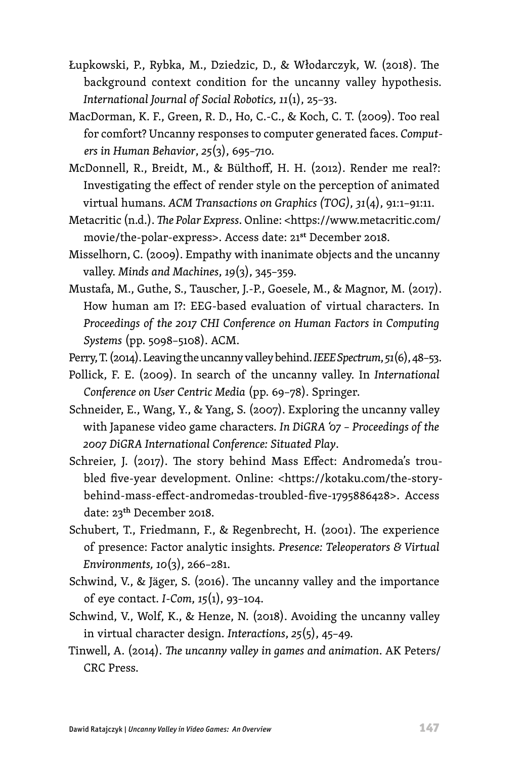Łupkowski, P., Rybka, M., Dziedzic, D., & Włodarczyk, W. (2018). The background context condition for the uncanny valley hypothesis. *International Journal of Social Robotics, 11*(1), 25–33.

MacDorman, K. F., Green, R. D., Ho, C.-C., & Koch, C. T. (2009). Too real for comfort? Uncanny responses to computer generated faces. *Computers in Human Behavior*, *25*(3), 695–710.

McDonnell, R., Breidt, M., & Bülthoff, H. H. (2012). Render me real?: Investigating the effect of render style on the perception of animated virtual humans. *ACM Transactions on Graphics (TOG)*, *31*(4), 91:1–91:11.

Metacritic (n.d.). *The Polar Express*. Online: <https://www.metacritic.com/movie/the-polar-express>. Access date: 21st December 2018.

Misselhorn, C. (2009). Empathy with inanimate objects and the uncanny valley. *Minds and Machines*, *19*(3), 345–359.

Mustafa, M., Guthe, S., Tauscher, J.-P., Goesele, M., & Magnor, M. (2017). How human am I?: EEG-based evaluation of virtual characters. In *Proceedings of the 2017 CHI Conference on Human Factors in Computing Systems* (pp. 5098–5108). ACM.

Perry, T. (2014). Leaving the uncanny valley behind. *IEEE Spectrum*, *51*(6), 48–53.

Pollick, F. E. (2009). In search of the uncanny valley. In *International Conference on User Centric Media* (pp. 69–78). Springer.

Schneider, E., Wang, Y., & Yang, S. (2007). Exploring the uncanny valley with Japanese video game characters. *In DiGRA '07 – Proceedings of the 2007 DiGRA International Conference: Situated Play*.

Schreier, J. (2017). The story behind Mass Effect: Andromeda's troubled five-year development. Online: <https://kotaku.com/the-story-behind-mass-effect-andromedas-troubled-five-1795886428>. Access date: 23th December 2018.

Schubert, T., Friedmann, F., & Regenbrecht, H. (2001). The experience of presence: Factor analytic insights. *Presence: Teleoperators & Virtual Environments, 10*(3), 266–281.

Schwind, V., & Jäger, S. (2016). The uncanny valley and the importance of eye contact. *I-Com*, *15*(1), 93–104.

Schwind, V., Wolf, K., & Henze, N. (2018). Avoiding the uncanny valley in virtual character design. *Interactions*, *25*(5), 45–49.

Tinwell, A. (2014). *The uncanny valley in games and animation*. AK Peters/CRC Press.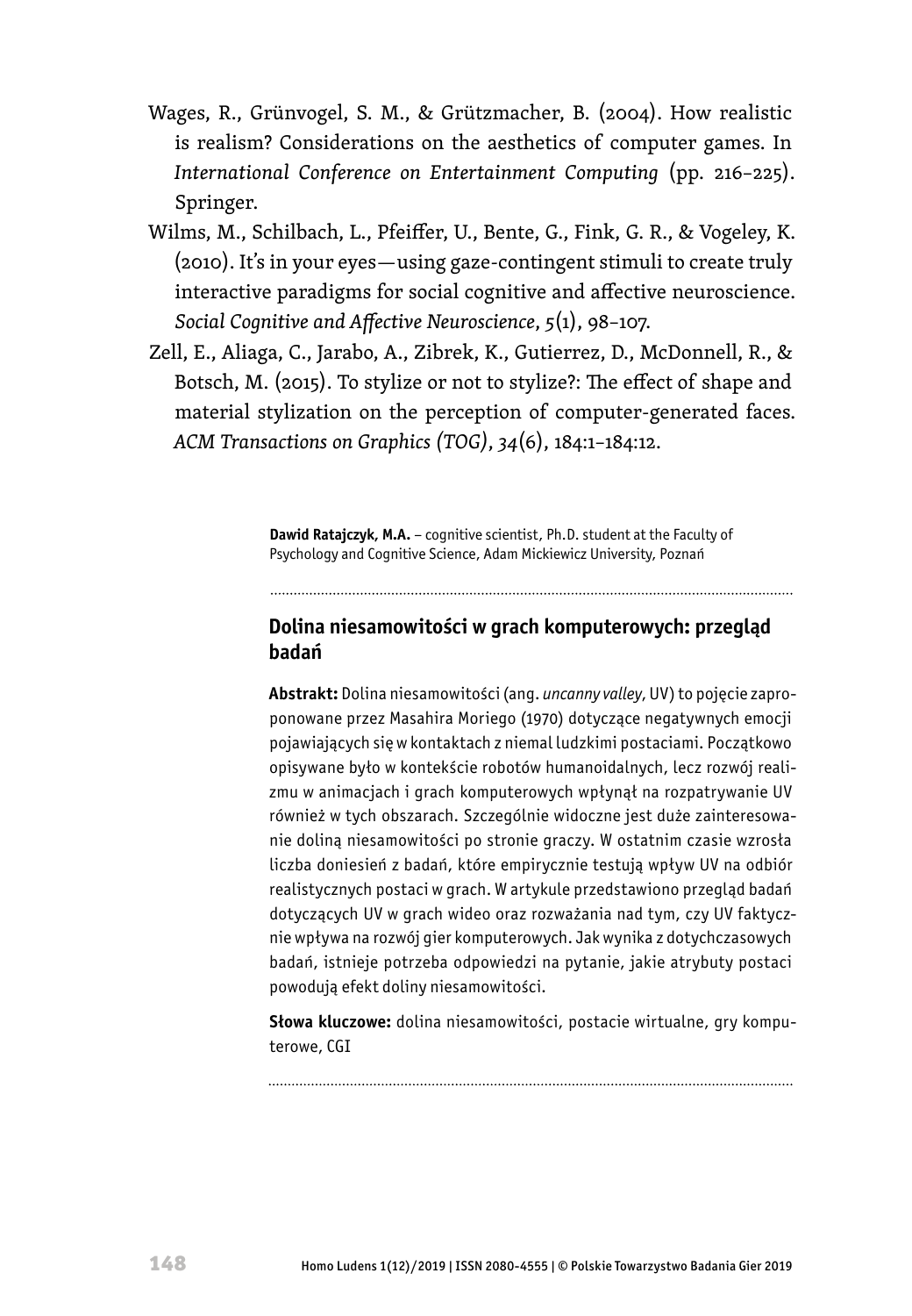Wages, R., Grünvogel, S. M., & Grützmacher, B. (2004). How realistic is realism? Considerations on the aesthetics of computer games. In *International Conference on Entertainment Computing* (pp. 216–225). Springer.

Wilms, M., Schilbach, L., Pfeiffer, U., Bente, G., Fink, G. R., & Vogeley, K. (2010). It's in your eyes—using gaze-contingent stimuli to create truly interactive paradigms for social cognitive and affective neuroscience. *Social Cognitive and Affective Neuroscience*, *5*(1), 98–107.

Zell, E., Aliaga, C., Jarabo, A., Zibrek, K., Gutierrez, D., McDonnell, R., & Botsch, M. (2015). To stylize or not to stylize?: The effect of shape and material stylization on the perception of computer-generated faces. *ACM Transactions on Graphics (TOG)*, *34*(6), 184:1–184:12.

**Dawid Ratajczyk, M.A.** – cognitive scientist, Ph.D. student at the Faculty of Psychology and Cognitive Science, Adam Mickiewicz University, Poznań

---

## Dolina niesamowitości w grach komputerowych: przegląd badań

**Abstrakt:** Dolina niesamowitości (ang. *uncanny valley*, UV) to pojęcie zaproponowane przez Masahira Moriego (1970) dotyczące negatywnych emocji pojawiających się w kontaktach z niemal ludzkimi postaciami. Początkowo opisywane było w kontekście robotów humanoidalnych, lecz rozwój realizmu w animacjach i grach komputerowych wpłynął na rozpatrywanie UV również w tych obszarach. Szczególnie widoczne jest duże zainteresowanie doliną niesamowitości po stronie graczy. W ostatnim czasie wzrosła liczba doniesień z badań, które empirycznie testują wpływ UV na odbiór realistycznych postaci w grach. W artykule przedstawiono przegląd badań dotyczących UV w grach wideo oraz rozważania nad tym, czy UV faktycznie wpływa na rozwój gier komputerowych. Jak wynika z dotychczasowych badań, istnieje potrzeba odpowiedzi na pytanie, jakie atrybuty postaci powodują efekt doliny niesamowitości.

**Słowa kluczowe:** dolina niesamowitości, postacie wirtualne, gry komputerowe, CGI

---